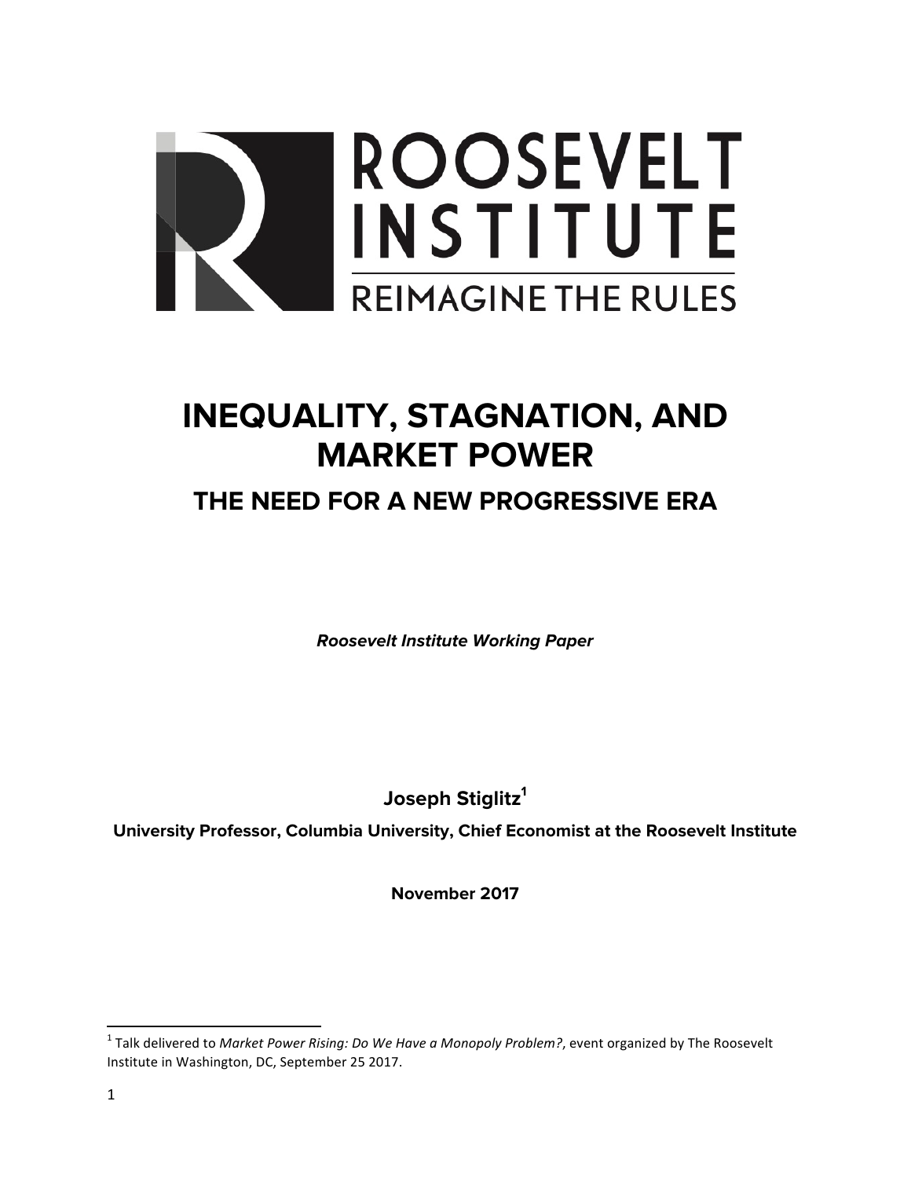ROOSEVELT INSTITUTE

REIMAGINE THE RULES

# INEQUALITY, STAGNATION, AND MARKET POWER

## THE NEED FOR A NEW PROGRESSIVE ERA

***Roosevelt Institute Working Paper***

**Joseph Stiglitz[1]**

**University Professor, Columbia University, Chief Economist at the Roosevelt Institute**

**November 2017**

---

[1] Talk delivered to *Market Power Rising: Do We Have a Monopoly Problem?*, event organized by The Roosevelt Institute in Washington, DC, September 25 2017.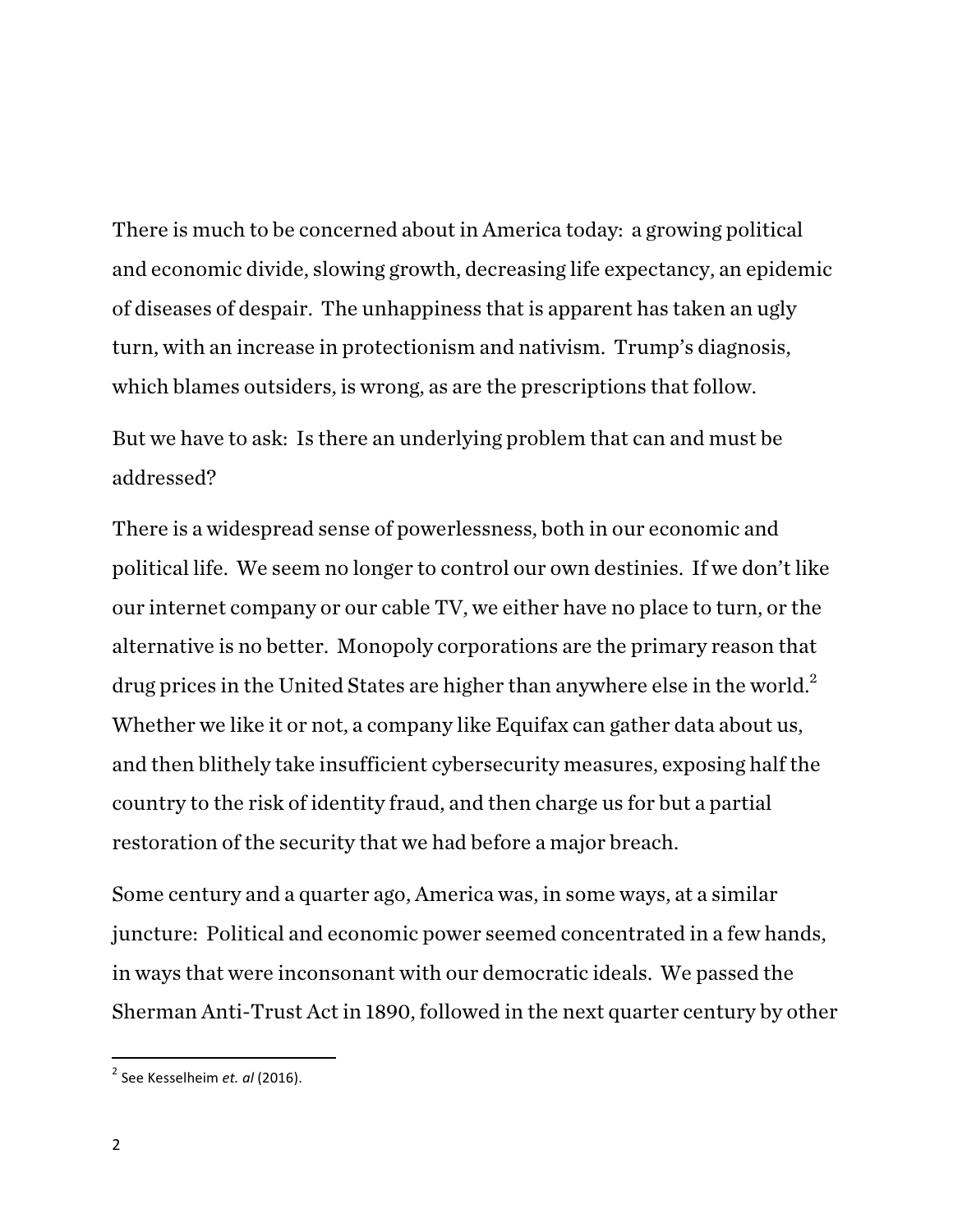There is much to be concerned about in America today: a growing political and economic divide, slowing growth, decreasing life expectancy, an epidemic of diseases of despair. The unhappiness that is apparent has taken an ugly turn, with an increase in protectionism and nativism. Trump's diagnosis, which blames outsiders, is wrong, as are the prescriptions that follow.

But we have to ask: Is there an underlying problem that can and must be addressed?

There is a widespread sense of powerlessness, both in our economic and political life. We seem no longer to control our own destinies. If we don't like our internet company or our cable TV, we either have no place to turn, or the alternative is no better. Monopoly corporations are the primary reason that drug prices in the United States are higher than anywhere else in the world.[2] Whether we like it or not, a company like Equifax can gather data about us, and then blithely take insufficient cybersecurity measures, exposing half the country to the risk of identity fraud, and then charge us for but a partial restoration of the security that we had before a major breach.

Some century and a quarter ago, America was, in some ways, at a similar juncture: Political and economic power seemed concentrated in a few hands, in ways that were inconsonant with our democratic ideals. We passed the Sherman Anti-Trust Act in 1890, followed in the next quarter century by other

[2] See Kesselheim *et. al* (2016).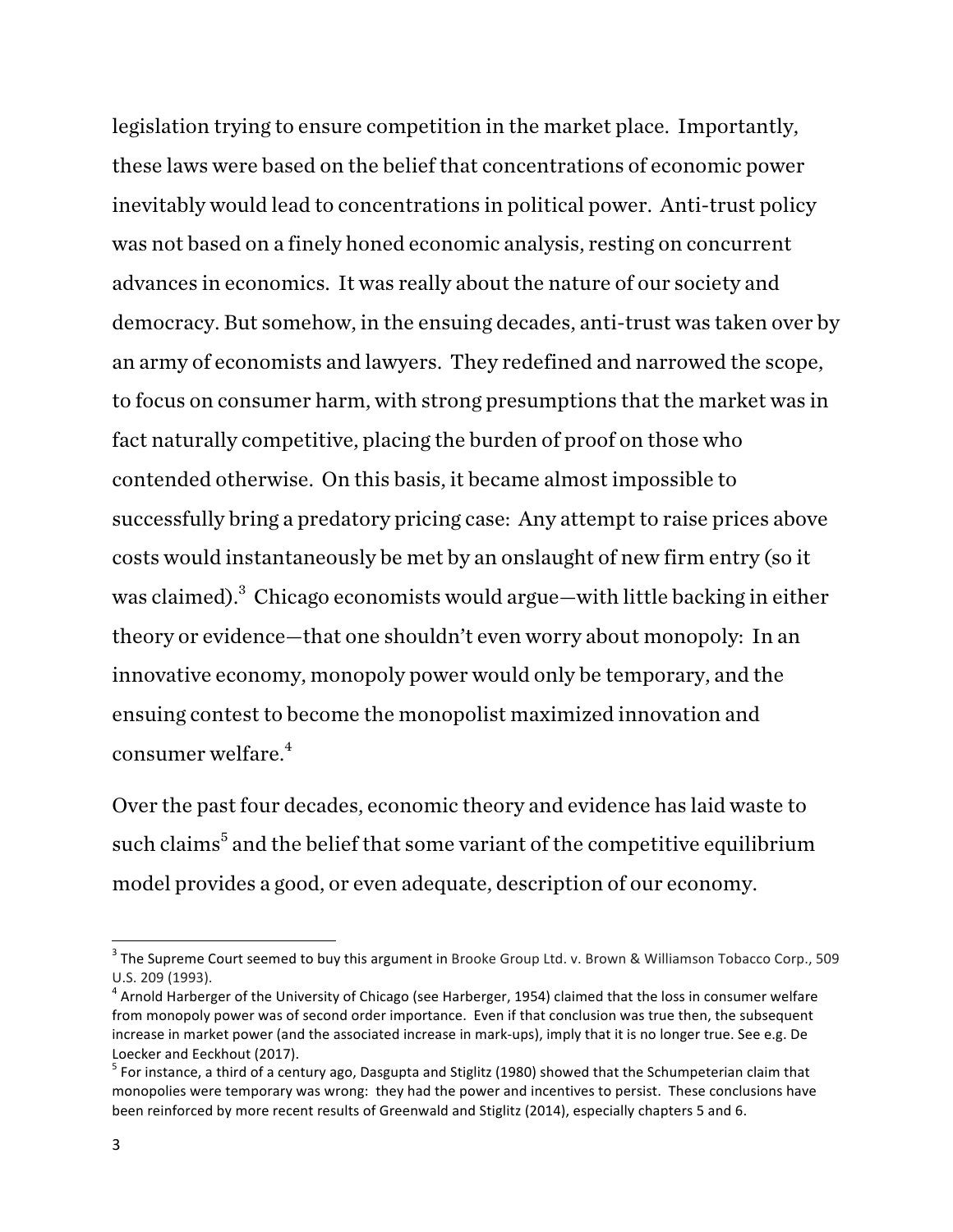legislation trying to ensure competition in the market place. Importantly, these laws were based on the belief that concentrations of economic power inevitably would lead to concentrations in political power. Anti-trust policy was not based on a finely honed economic analysis, resting on concurrent advances in economics. It was really about the nature of our society and democracy. But somehow, in the ensuing decades, anti-trust was taken over by an army of economists and lawyers. They redefined and narrowed the scope, to focus on consumer harm, with strong presumptions that the market was in fact naturally competitive, placing the burden of proof on those who contended otherwise. On this basis, it became almost impossible to successfully bring a predatory pricing case: Any attempt to raise prices above costs would instantaneously be met by an onslaught of new firm entry (so it was claimed).[3] Chicago economists would argue—with little backing in either theory or evidence—that one shouldn't even worry about monopoly: In an innovative economy, monopoly power would only be temporary, and the ensuing contest to become the monopolist maximized innovation and consumer welfare.[4]

Over the past four decades, economic theory and evidence has laid waste to such claims[5] and the belief that some variant of the competitive equilibrium model provides a good, or even adequate, description of our economy.

---

[3] The Supreme Court seemed to buy this argument in Brooke Group Ltd. v. Brown & Williamson Tobacco Corp., 509 U.S. 209 (1993).

[4] Arnold Harberger of the University of Chicago (see Harberger, 1954) claimed that the loss in consumer welfare from monopoly power was of second order importance. Even if that conclusion was true then, the subsequent increase in market power (and the associated increase in mark-ups), imply that it is no longer true. See e.g. De Loecker and Eeckhout (2017).

[5] For instance, a third of a century ago, Dasgupta and Stiglitz (1980) showed that the Schumpeterian claim that monopolies were temporary was wrong: they had the power and incentives to persist. These conclusions have been reinforced by more recent results of Greenwald and Stiglitz (2014), especially chapters 5 and 6.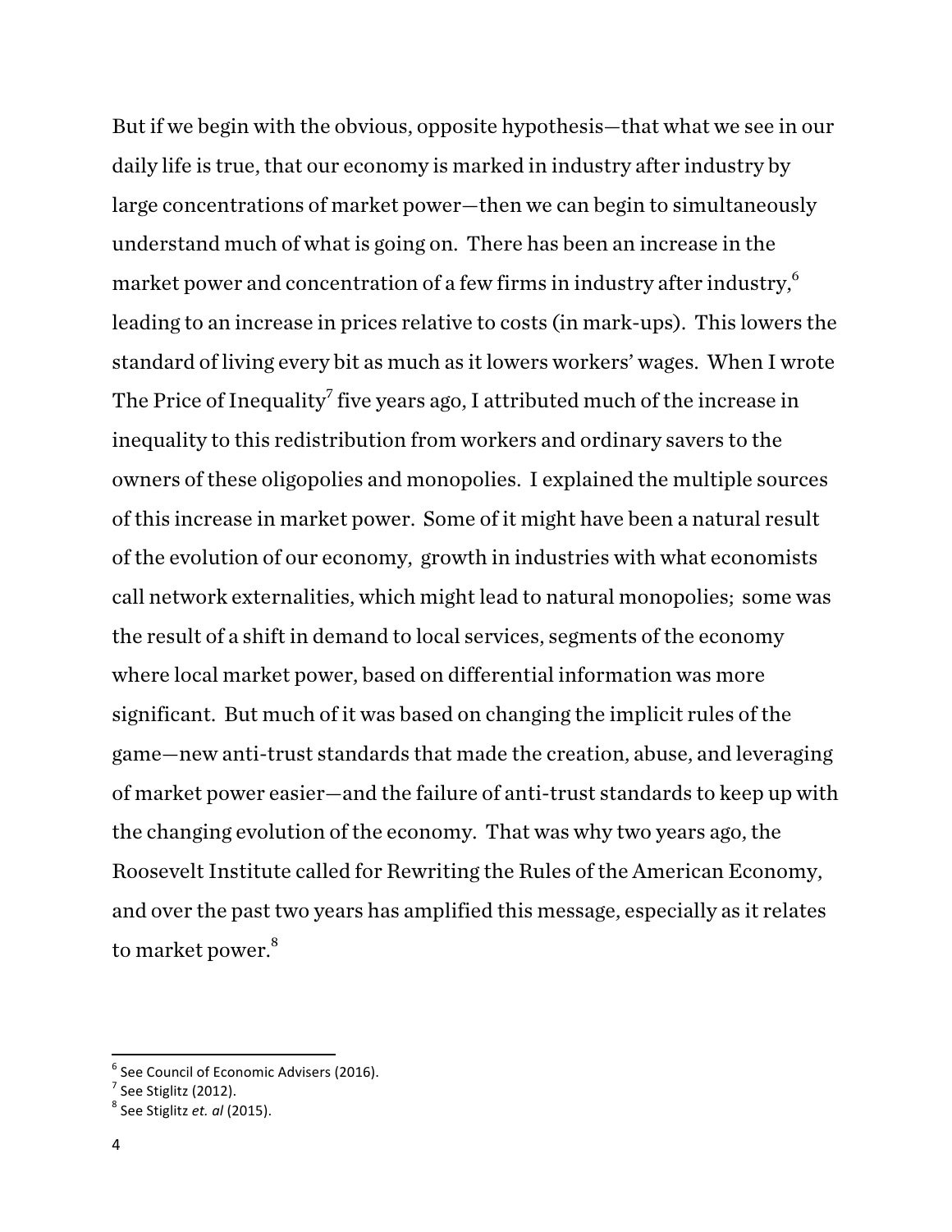But if we begin with the obvious, opposite hypothesis—that what we see in our daily life is true, that our economy is marked in industry after industry by large concentrations of market power—then we can begin to simultaneously understand much of what is going on. There has been an increase in the market power and concentration of a few firms in industry after industry,[6] leading to an increase in prices relative to costs (in mark-ups). This lowers the standard of living every bit as much as it lowers workers' wages. When I wrote The Price of Inequality[7] five years ago, I attributed much of the increase in inequality to this redistribution from workers and ordinary savers to the owners of these oligopolies and monopolies. I explained the multiple sources of this increase in market power. Some of it might have been a natural result of the evolution of our economy, growth in industries with what economists call network externalities, which might lead to natural monopolies; some was the result of a shift in demand to local services, segments of the economy where local market power, based on differential information was more significant. But much of it was based on changing the implicit rules of the game—new anti-trust standards that made the creation, abuse, and leveraging of market power easier—and the failure of anti-trust standards to keep up with the changing evolution of the economy. That was why two years ago, the Roosevelt Institute called for Rewriting the Rules of the American Economy, and over the past two years has amplified this message, especially as it relates to market power.[8]

---

[6] See Council of Economic Advisers (2016).

[7] See Stiglitz (2012).

[8] See Stiglitz *et. al* (2015).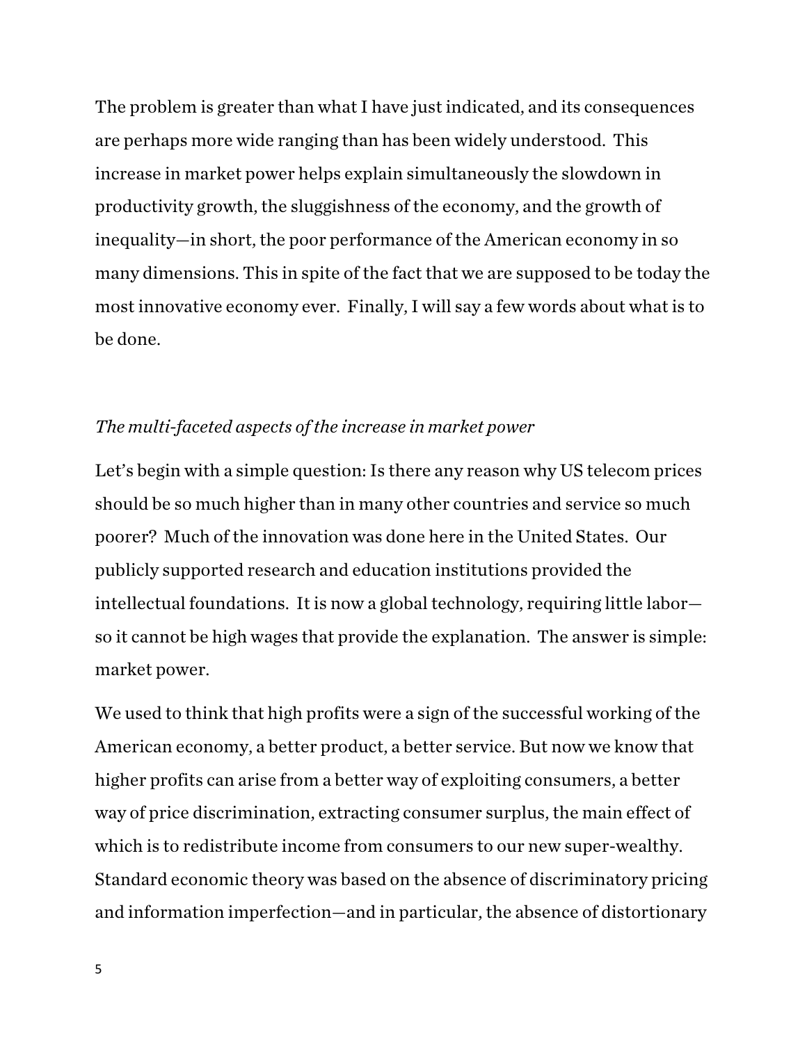The problem is greater than what I have just indicated, and its consequences are perhaps more wide ranging than has been widely understood. This increase in market power helps explain simultaneously the slowdown in productivity growth, the sluggishness of the economy, and the growth of inequality—in short, the poor performance of the American economy in so many dimensions. This in spite of the fact that we are supposed to be today the most innovative economy ever. Finally, I will say a few words about what is to be done.

*The multi-faceted aspects of the increase in market power*

Let's begin with a simple question: Is there any reason why US telecom prices should be so much higher than in many other countries and service so much poorer? Much of the innovation was done here in the United States. Our publicly supported research and education institutions provided the intellectual foundations. It is now a global technology, requiring little labor—so it cannot be high wages that provide the explanation. The answer is simple: market power.

We used to think that high profits were a sign of the successful working of the American economy, a better product, a better service. But now we know that higher profits can arise from a better way of exploiting consumers, a better way of price discrimination, extracting consumer surplus, the main effect of which is to redistribute income from consumers to our new super-wealthy. Standard economic theory was based on the absence of discriminatory pricing and information imperfection—and in particular, the absence of distortionary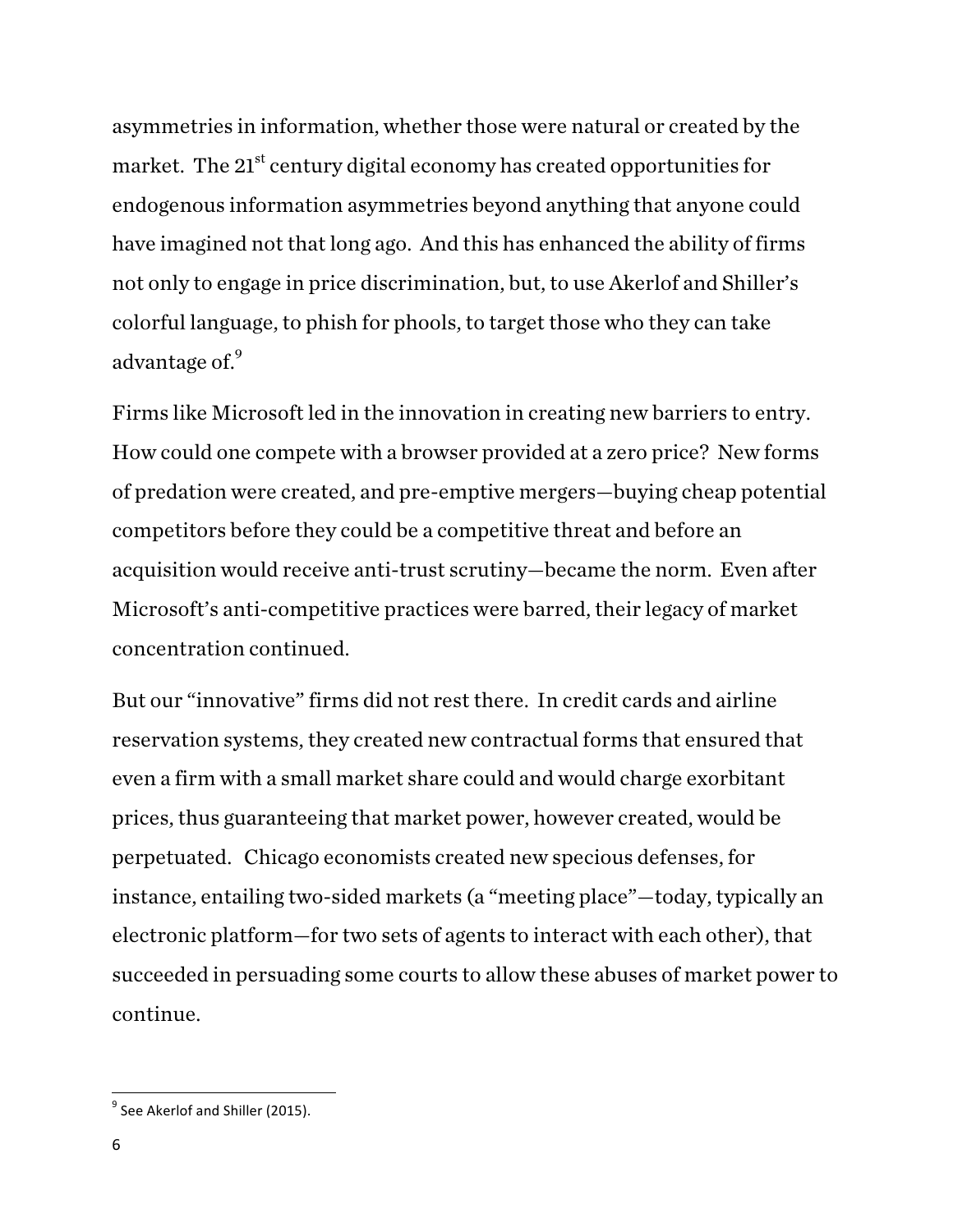asymmetries in information, whether those were natural or created by the market. The 21st century digital economy has created opportunities for endogenous information asymmetries beyond anything that anyone could have imagined not that long ago. And this has enhanced the ability of firms not only to engage in price discrimination, but, to use Akerlof and Shiller's colorful language, to phish for phools, to target those who they can take advantage of.[9]

Firms like Microsoft led in the innovation in creating new barriers to entry. How could one compete with a browser provided at a zero price? New forms of predation were created, and pre-emptive mergers—buying cheap potential competitors before they could be a competitive threat and before an acquisition would receive anti-trust scrutiny—became the norm. Even after Microsoft's anti-competitive practices were barred, their legacy of market concentration continued.

But our "innovative" firms did not rest there. In credit cards and airline reservation systems, they created new contractual forms that ensured that even a firm with a small market share could and would charge exorbitant prices, thus guaranteeing that market power, however created, would be perpetuated. Chicago economists created new specious defenses, for instance, entailing two-sided markets (a "meeting place"—today, typically an electronic platform—for two sets of agents to interact with each other), that succeeded in persuading some courts to allow these abuses of market power to continue.

---

[9] See Akerlof and Shiller (2015).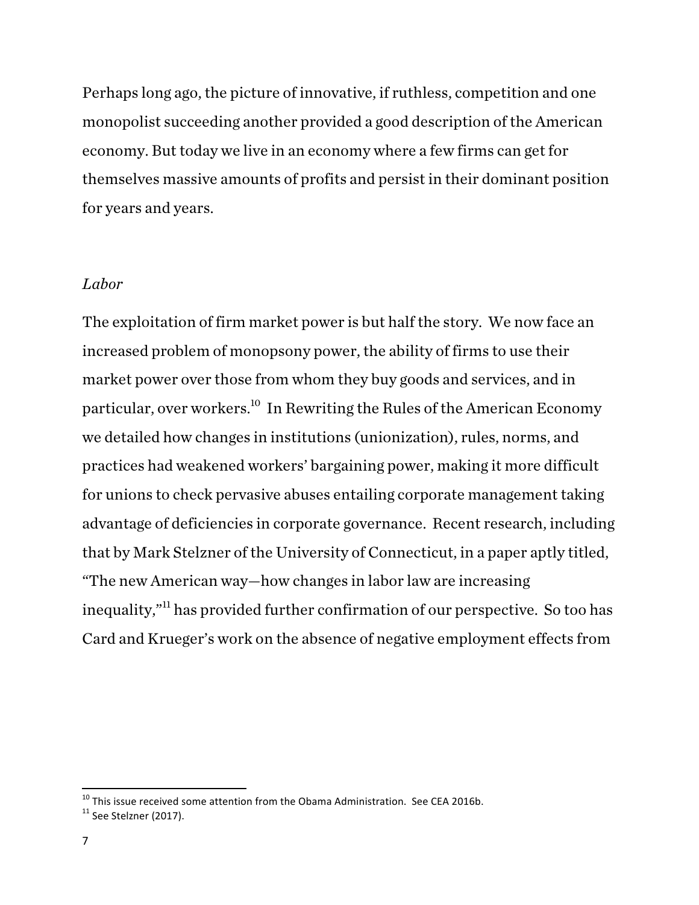Perhaps long ago, the picture of innovative, if ruthless, competition and one monopolist succeeding another provided a good description of the American economy. But today we live in an economy where a few firms can get for themselves massive amounts of profits and persist in their dominant position for years and years.

*Labor*

The exploitation of firm market power is but half the story. We now face an increased problem of monopsony power, the ability of firms to use their market power over those from whom they buy goods and services, and in particular, over workers.[10] In Rewriting the Rules of the American Economy we detailed how changes in institutions (unionization), rules, norms, and practices had weakened workers' bargaining power, making it more difficult for unions to check pervasive abuses entailing corporate management taking advantage of deficiencies in corporate governance. Recent research, including that by Mark Stelzner of the University of Connecticut, in a paper aptly titled, "The new American way—how changes in labor law are increasing inequality,"[11] has provided further confirmation of our perspective. So too has Card and Krueger's work on the absence of negative employment effects from

---

[10] This issue received some attention from the Obama Administration. See CEA 2016b.

[11] See Stelzner (2017).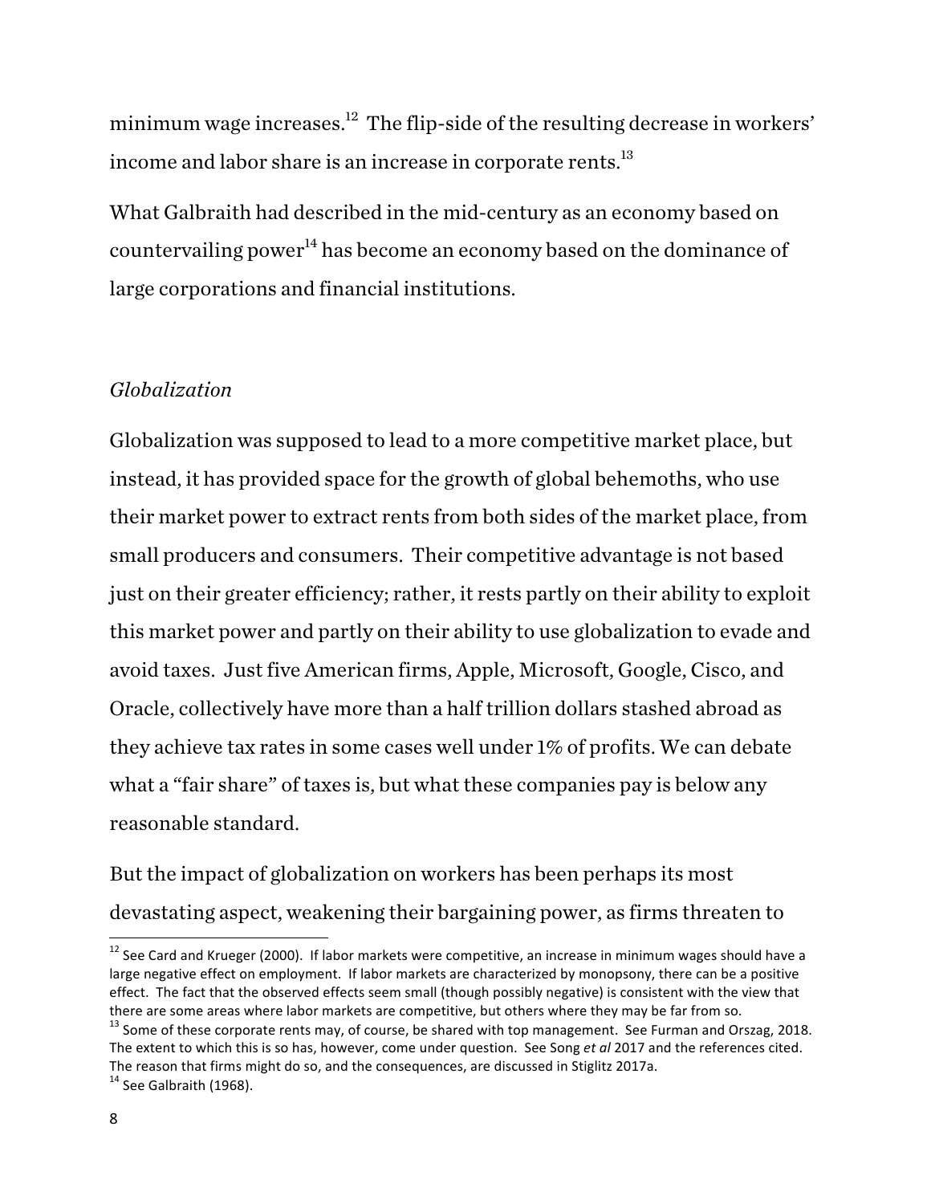minimum wage increases.[12] The flip-side of the resulting decrease in workers' income and labor share is an increase in corporate rents.[13]

What Galbraith had described in the mid-century as an economy based on countervailing power[14] has become an economy based on the dominance of large corporations and financial institutions.

*Globalization*

Globalization was supposed to lead to a more competitive market place, but instead, it has provided space for the growth of global behemoths, who use their market power to extract rents from both sides of the market place, from small producers and consumers. Their competitive advantage is not based just on their greater efficiency; rather, it rests partly on their ability to exploit this market power and partly on their ability to use globalization to evade and avoid taxes. Just five American firms, Apple, Microsoft, Google, Cisco, and Oracle, collectively have more than a half trillion dollars stashed abroad as they achieve tax rates in some cases well under 1% of profits. We can debate what a "fair share" of taxes is, but what these companies pay is below any reasonable standard.

But the impact of globalization on workers has been perhaps its most devastating aspect, weakening their bargaining power, as firms threaten to

---

[12] See Card and Krueger (2000). If labor markets were competitive, an increase in minimum wages should have a large negative effect on employment. If labor markets are characterized by monopsony, there can be a positive effect. The fact that the observed effects seem small (though possibly negative) is consistent with the view that there are some areas where labor markets are competitive, but others where they may be far from so.

[13] Some of these corporate rents may, of course, be shared with top management. See Furman and Orszag, 2018. The extent to which this is so has, however, come under question. See Song *et al* 2017 and the references cited. The reason that firms might do so, and the consequences, are discussed in Stiglitz 2017a.

[14] See Galbraith (1968).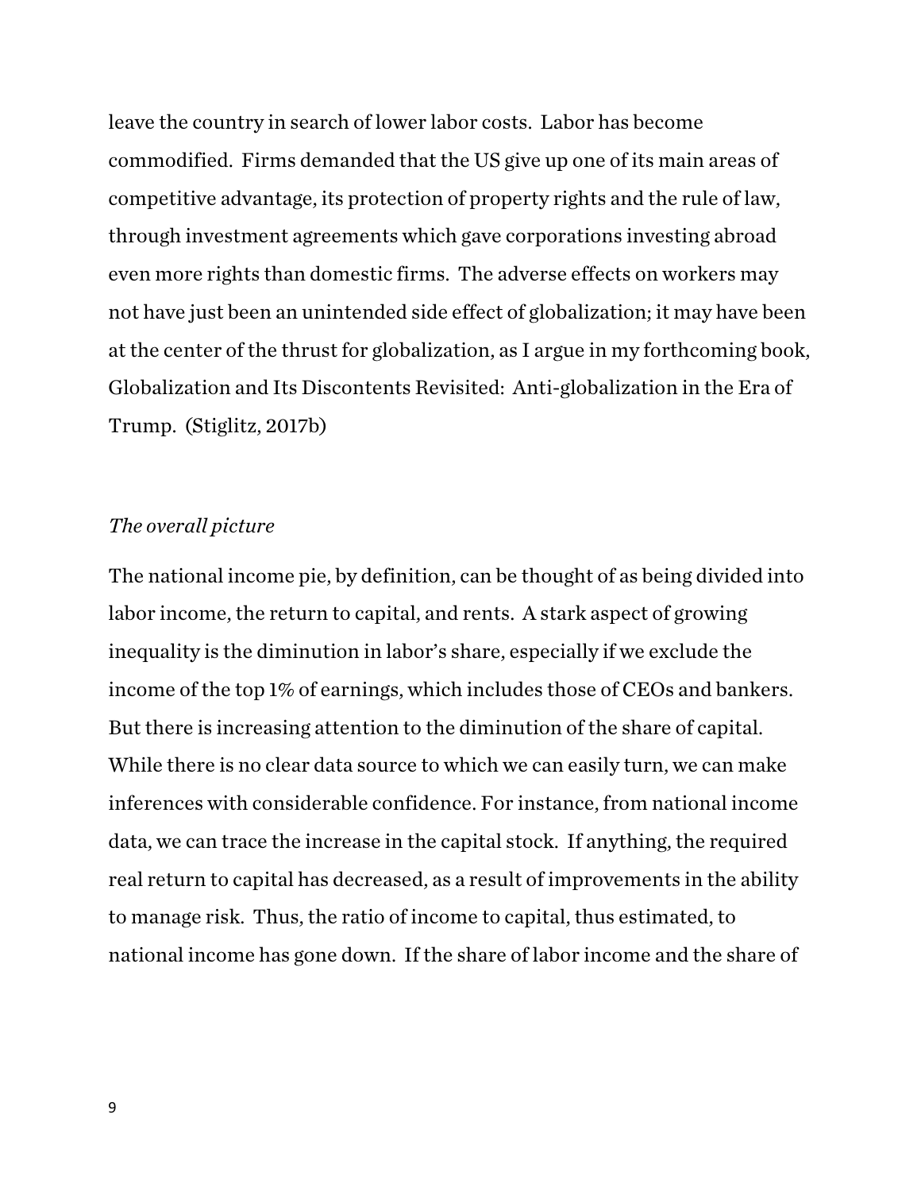leave the country in search of lower labor costs. Labor has become commodified. Firms demanded that the US give up one of its main areas of competitive advantage, its protection of property rights and the rule of law, through investment agreements which gave corporations investing abroad even more rights than domestic firms. The adverse effects on workers may not have just been an unintended side effect of globalization; it may have been at the center of the thrust for globalization, as I argue in my forthcoming book, Globalization and Its Discontents Revisited: Anti-globalization in the Era of Trump. (Stiglitz, 2017b)

*The overall picture*

The national income pie, by definition, can be thought of as being divided into labor income, the return to capital, and rents. A stark aspect of growing inequality is the diminution in labor's share, especially if we exclude the income of the top 1% of earnings, which includes those of CEOs and bankers. But there is increasing attention to the diminution of the share of capital. While there is no clear data source to which we can easily turn, we can make inferences with considerable confidence. For instance, from national income data, we can trace the increase in the capital stock. If anything, the required real return to capital has decreased, as a result of improvements in the ability to manage risk. Thus, the ratio of income to capital, thus estimated, to national income has gone down. If the share of labor income and the share of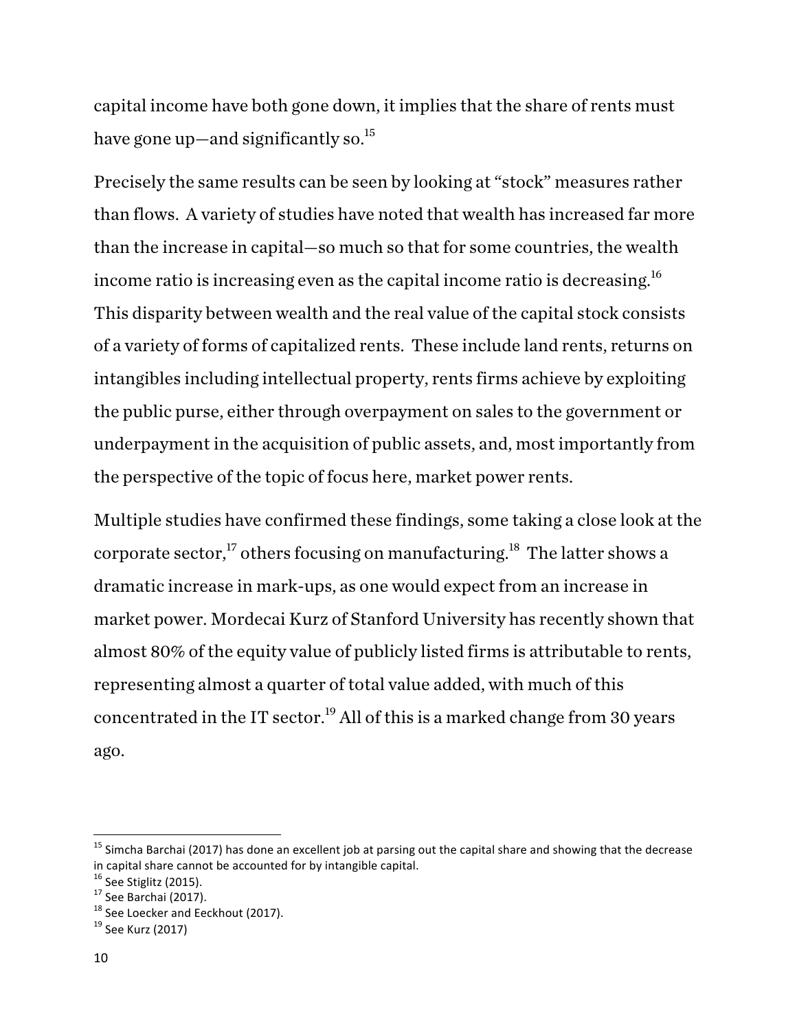capital income have both gone down, it implies that the share of rents must have gone up—and significantly so.[15]

Precisely the same results can be seen by looking at "stock" measures rather than flows. A variety of studies have noted that wealth has increased far more than the increase in capital—so much so that for some countries, the wealth income ratio is increasing even as the capital income ratio is decreasing.[16] This disparity between wealth and the real value of the capital stock consists of a variety of forms of capitalized rents. These include land rents, returns on intangibles including intellectual property, rents firms achieve by exploiting the public purse, either through overpayment on sales to the government or underpayment in the acquisition of public assets, and, most importantly from the perspective of the topic of focus here, market power rents.

Multiple studies have confirmed these findings, some taking a close look at the corporate sector,[17] others focusing on manufacturing.[18] The latter shows a dramatic increase in mark-ups, as one would expect from an increase in market power. Mordecai Kurz of Stanford University has recently shown that almost 80% of the equity value of publicly listed firms is attributable to rents, representing almost a quarter of total value added, with much of this concentrated in the IT sector.[19] All of this is a marked change from 30 years ago.

---

[15] Simcha Barchai (2017) has done an excellent job at parsing out the capital share and showing that the decrease in capital share cannot be accounted for by intangible capital.

[16] See Stiglitz (2015).

[17] See Barchai (2017).

[18] See Loecker and Eeckhout (2017).

[19] See Kurz (2017)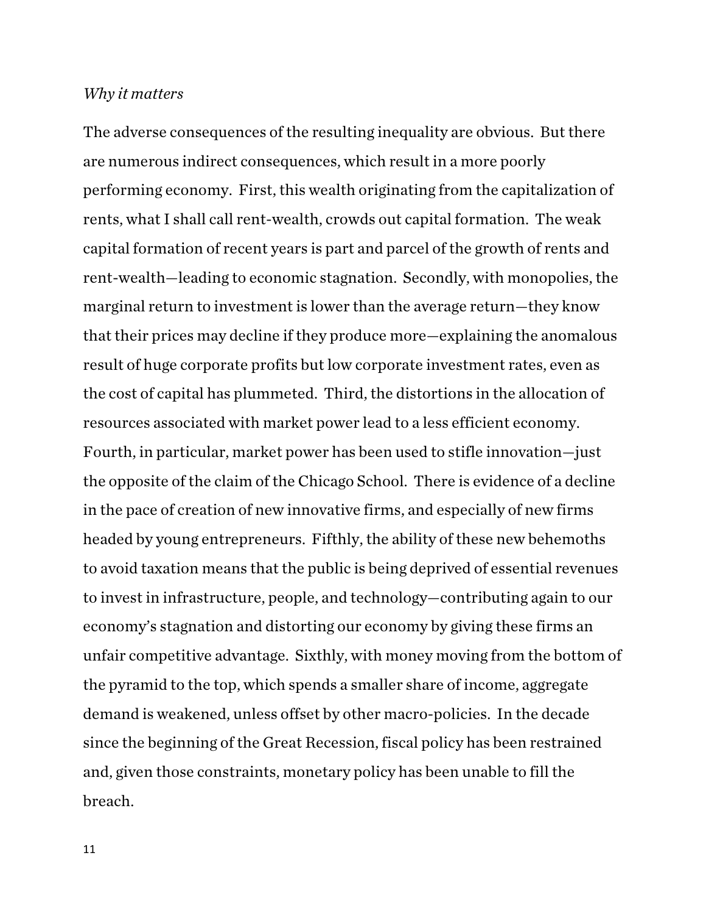*Why it matters*

The adverse consequences of the resulting inequality are obvious. But there are numerous indirect consequences, which result in a more poorly performing economy. First, this wealth originating from the capitalization of rents, what I shall call rent-wealth, crowds out capital formation. The weak capital formation of recent years is part and parcel of the growth of rents and rent-wealth—leading to economic stagnation. Secondly, with monopolies, the marginal return to investment is lower than the average return—they know that their prices may decline if they produce more—explaining the anomalous result of huge corporate profits but low corporate investment rates, even as the cost of capital has plummeted. Third, the distortions in the allocation of resources associated with market power lead to a less efficient economy. Fourth, in particular, market power has been used to stifle innovation—just the opposite of the claim of the Chicago School. There is evidence of a decline in the pace of creation of new innovative firms, and especially of new firms headed by young entrepreneurs. Fifthly, the ability of these new behemoths to avoid taxation means that the public is being deprived of essential revenues to invest in infrastructure, people, and technology—contributing again to our economy's stagnation and distorting our economy by giving these firms an unfair competitive advantage. Sixthly, with money moving from the bottom of the pyramid to the top, which spends a smaller share of income, aggregate demand is weakened, unless offset by other macro-policies. In the decade since the beginning of the Great Recession, fiscal policy has been restrained and, given those constraints, monetary policy has been unable to fill the breach.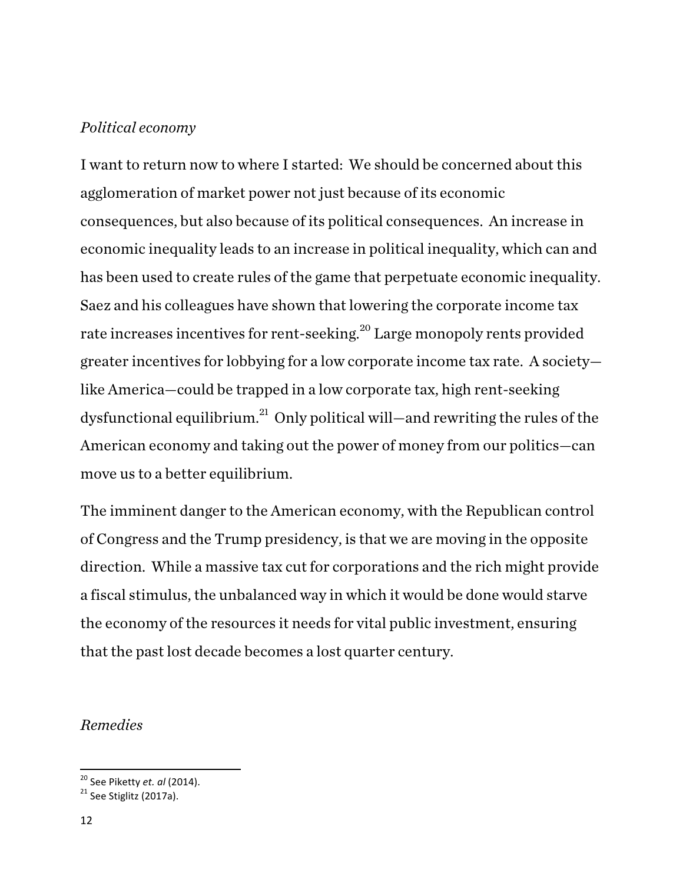*Political economy*

I want to return now to where I started: We should be concerned about this agglomeration of market power not just because of its economic consequences, but also because of its political consequences. An increase in economic inequality leads to an increase in political inequality, which can and has been used to create rules of the game that perpetuate economic inequality. Saez and his colleagues have shown that lowering the corporate income tax rate increases incentives for rent-seeking.[20] Large monopoly rents provided greater incentives for lobbying for a low corporate income tax rate. A society—like America—could be trapped in a low corporate tax, high rent-seeking dysfunctional equilibrium.[21] Only political will—and rewriting the rules of the American economy and taking out the power of money from our politics—can move us to a better equilibrium.

The imminent danger to the American economy, with the Republican control of Congress and the Trump presidency, is that we are moving in the opposite direction. While a massive tax cut for corporations and the rich might provide a fiscal stimulus, the unbalanced way in which it would be done would starve the economy of the resources it needs for vital public investment, ensuring that the past lost decade becomes a lost quarter century.

*Remedies*

---

[20] See Piketty *et. al* (2014).

[21] See Stiglitz (2017a).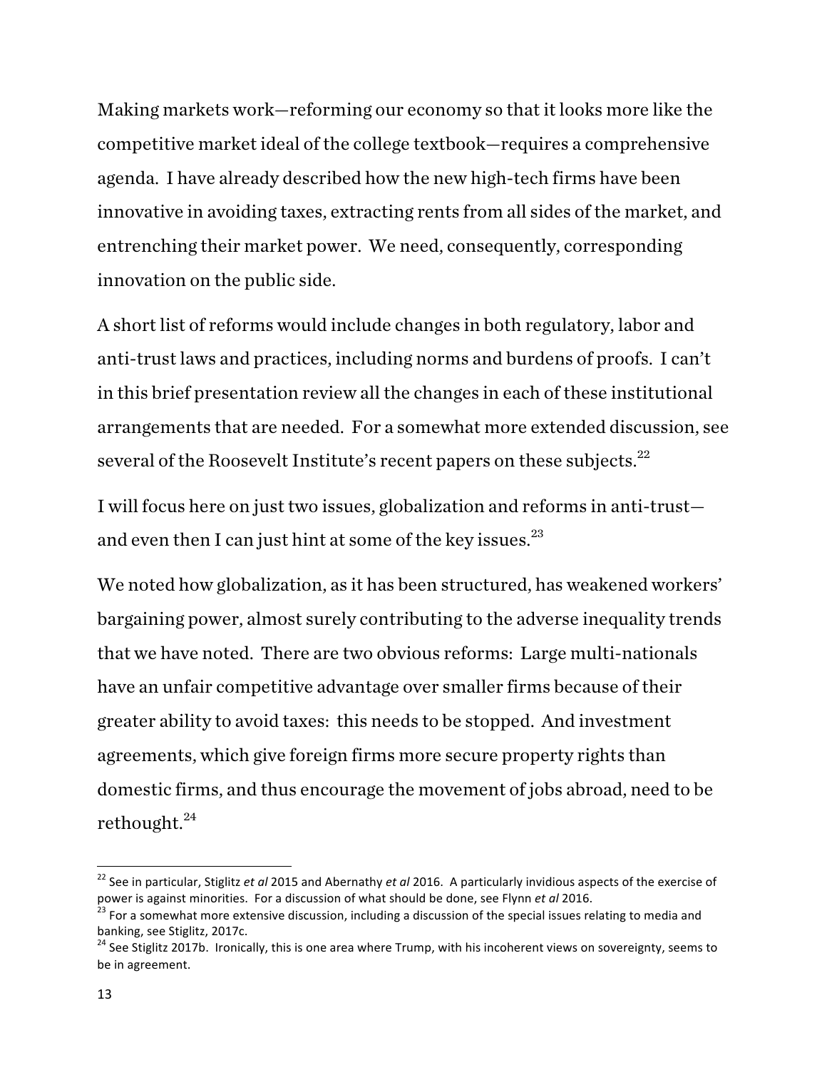Making markets work—reforming our economy so that it looks more like the competitive market ideal of the college textbook—requires a comprehensive agenda. I have already described how the new high-tech firms have been innovative in avoiding taxes, extracting rents from all sides of the market, and entrenching their market power. We need, consequently, corresponding innovation on the public side.

A short list of reforms would include changes in both regulatory, labor and anti-trust laws and practices, including norms and burdens of proofs. I can't in this brief presentation review all the changes in each of these institutional arrangements that are needed. For a somewhat more extended discussion, see several of the Roosevelt Institute's recent papers on these subjects.[22]

I will focus here on just two issues, globalization and reforms in anti-trust—and even then I can just hint at some of the key issues.[23]

We noted how globalization, as it has been structured, has weakened workers' bargaining power, almost surely contributing to the adverse inequality trends that we have noted. There are two obvious reforms: Large multi-nationals have an unfair competitive advantage over smaller firms because of their greater ability to avoid taxes: this needs to be stopped. And investment agreements, which give foreign firms more secure property rights than domestic firms, and thus encourage the movement of jobs abroad, need to be rethought.[24]

---

[22] See in particular, Stiglitz *et al* 2015 and Abernathy *et al* 2016. A particularly invidious aspects of the exercise of power is against minorities. For a discussion of what should be done, see Flynn *et al* 2016.

[23] For a somewhat more extensive discussion, including a discussion of the special issues relating to media and banking, see Stiglitz, 2017c.

[24] See Stiglitz 2017b. Ironically, this is one area where Trump, with his incoherent views on sovereignty, seems to be in agreement.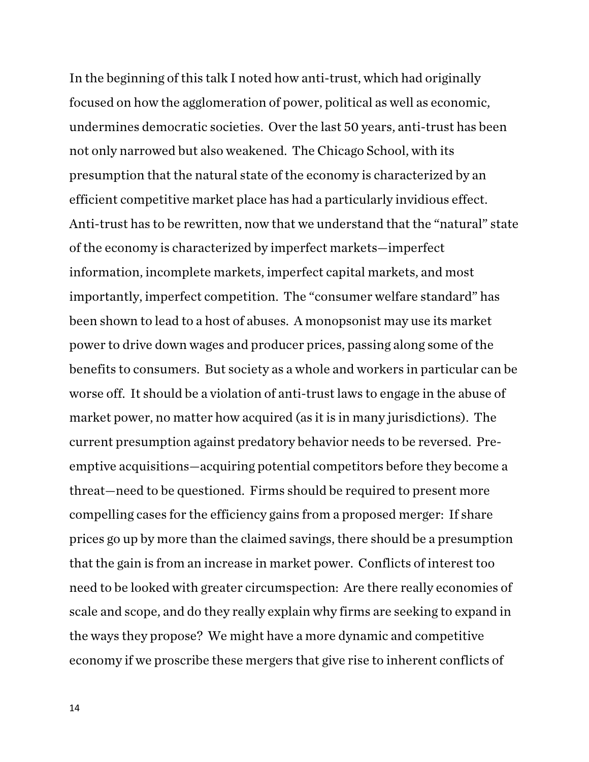In the beginning of this talk I noted how anti-trust, which had originally focused on how the agglomeration of power, political as well as economic, undermines democratic societies. Over the last 50 years, anti-trust has been not only narrowed but also weakened. The Chicago School, with its presumption that the natural state of the economy is characterized by an efficient competitive market place has had a particularly invidious effect. Anti-trust has to be rewritten, now that we understand that the "natural" state of the economy is characterized by imperfect markets—imperfect information, incomplete markets, imperfect capital markets, and most importantly, imperfect competition. The "consumer welfare standard" has been shown to lead to a host of abuses. A monopsonist may use its market power to drive down wages and producer prices, passing along some of the benefits to consumers. But society as a whole and workers in particular can be worse off. It should be a violation of anti-trust laws to engage in the abuse of market power, no matter how acquired (as it is in many jurisdictions). The current presumption against predatory behavior needs to be reversed. Pre-emptive acquisitions—acquiring potential competitors before they become a threat—need to be questioned. Firms should be required to present more compelling cases for the efficiency gains from a proposed merger: If share prices go up by more than the claimed savings, there should be a presumption that the gain is from an increase in market power. Conflicts of interest too need to be looked with greater circumspection: Are there really economies of scale and scope, and do they really explain why firms are seeking to expand in the ways they propose? We might have a more dynamic and competitive economy if we proscribe these mergers that give rise to inherent conflicts of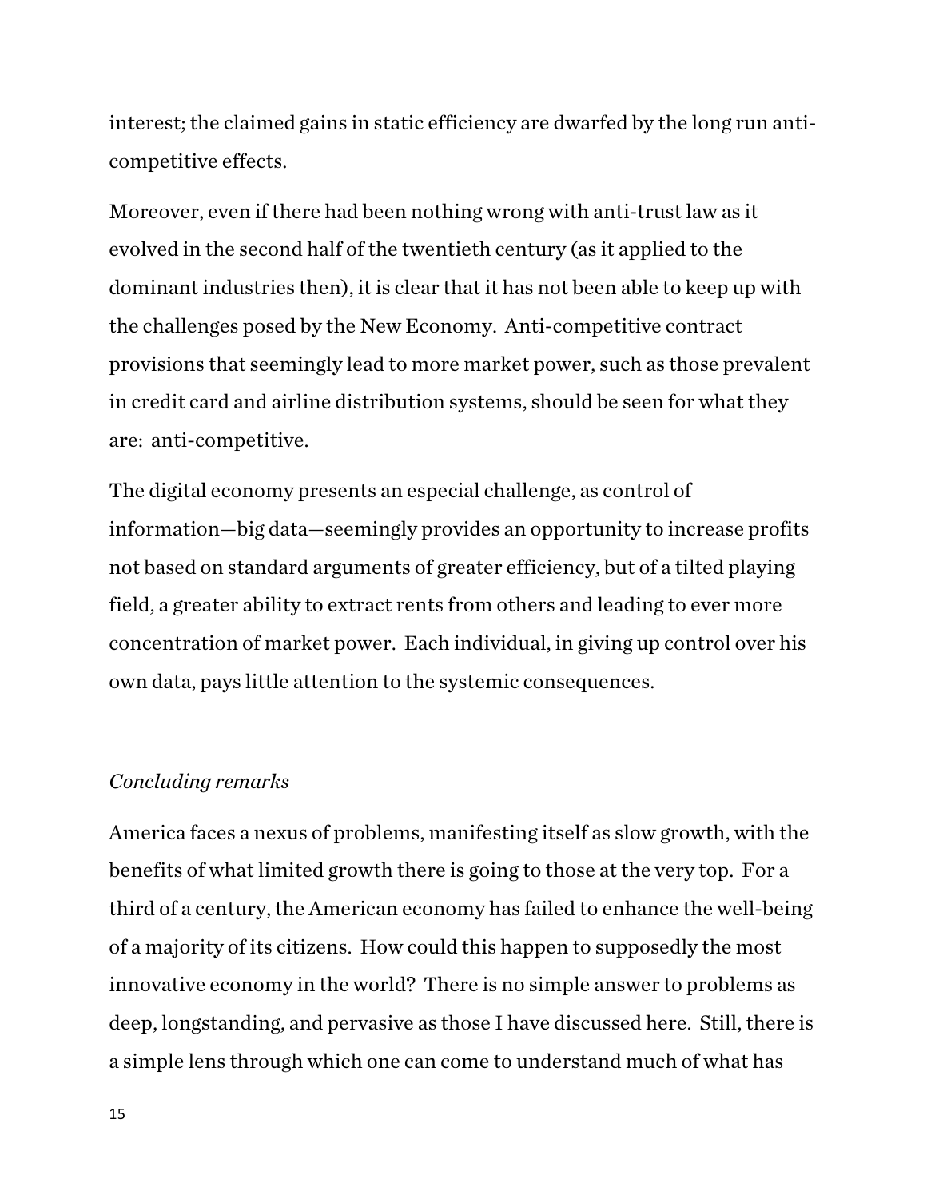interest; the claimed gains in static efficiency are dwarfed by the long run anti-competitive effects.

Moreover, even if there had been nothing wrong with anti-trust law as it evolved in the second half of the twentieth century (as it applied to the dominant industries then), it is clear that it has not been able to keep up with the challenges posed by the New Economy. Anti-competitive contract provisions that seemingly lead to more market power, such as those prevalent in credit card and airline distribution systems, should be seen for what they are: anti-competitive.

The digital economy presents an especial challenge, as control of information—big data—seemingly provides an opportunity to increase profits not based on standard arguments of greater efficiency, but of a tilted playing field, a greater ability to extract rents from others and leading to ever more concentration of market power. Each individual, in giving up control over his own data, pays little attention to the systemic consequences.

*Concluding remarks*

America faces a nexus of problems, manifesting itself as slow growth, with the benefits of what limited growth there is going to those at the very top. For a third of a century, the American economy has failed to enhance the well-being of a majority of its citizens. How could this happen to supposedly the most innovative economy in the world? There is no simple answer to problems as deep, longstanding, and pervasive as those I have discussed here. Still, there is a simple lens through which one can come to understand much of what has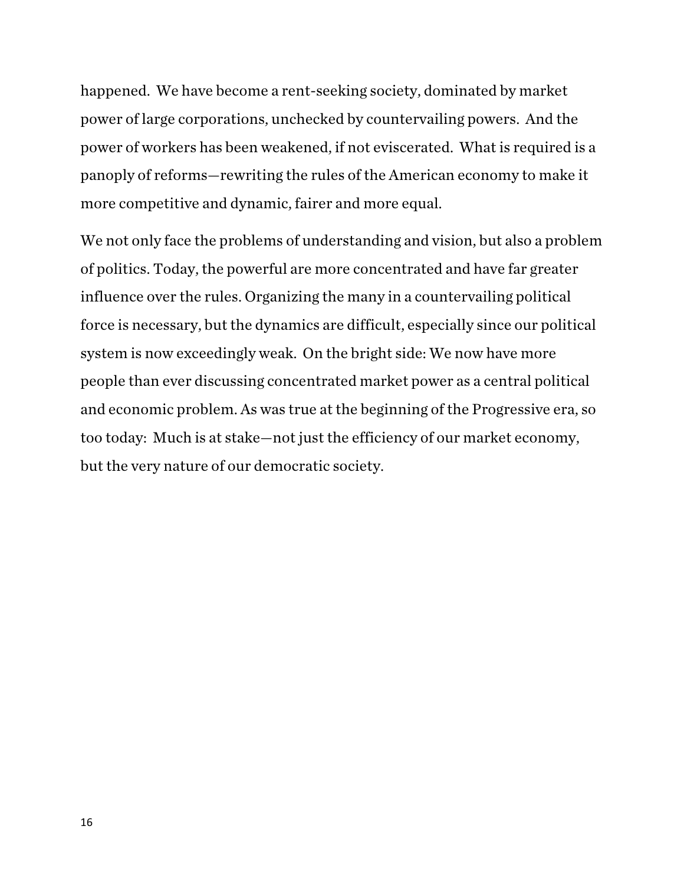happened. We have become a rent-seeking society, dominated by market power of large corporations, unchecked by countervailing powers. And the power of workers has been weakened, if not eviscerated. What is required is a panoply of reforms—rewriting the rules of the American economy to make it more competitive and dynamic, fairer and more equal.

We not only face the problems of understanding and vision, but also a problem of politics. Today, the powerful are more concentrated and have far greater influence over the rules. Organizing the many in a countervailing political force is necessary, but the dynamics are difficult, especially since our political system is now exceedingly weak. On the bright side: We now have more people than ever discussing concentrated market power as a central political and economic problem. As was true at the beginning of the Progressive era, so too today: Much is at stake—not just the efficiency of our market economy, but the very nature of our democratic society.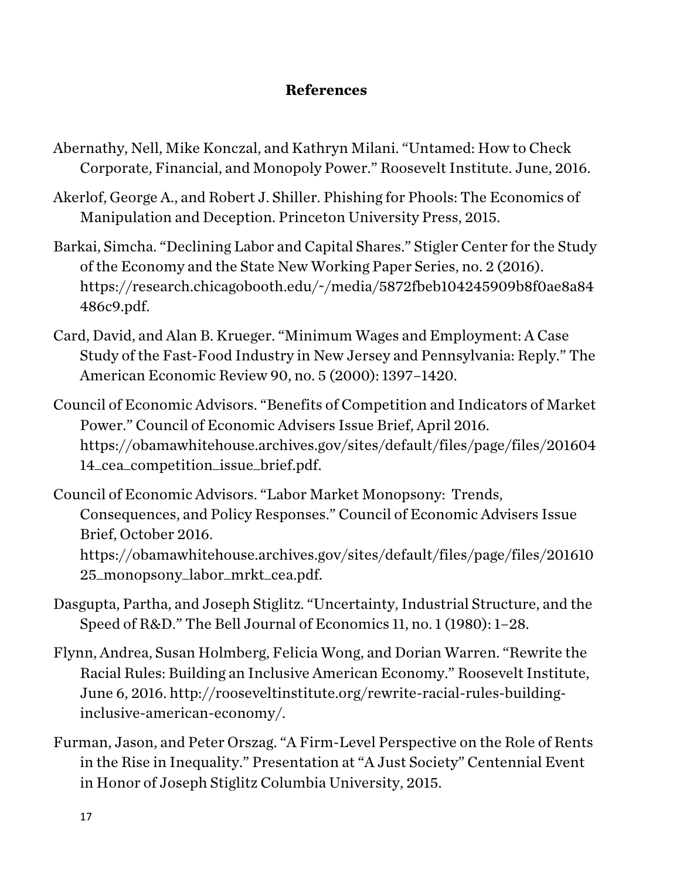## References

Abernathy, Nell, Mike Konczal, and Kathryn Milani. "Untamed: How to Check Corporate, Financial, and Monopoly Power." Roosevelt Institute. June, 2016.

Akerlof, George A., and Robert J. Shiller. Phishing for Phools: The Economics of Manipulation and Deception. Princeton University Press, 2015.

Barkai, Simcha. "Declining Labor and Capital Shares." Stigler Center for the Study of the Economy and the State New Working Paper Series, no. 2 (2016). https://research.chicagobooth.edu/~/media/5872fbeb104245909b8f0ae8a84486c9.pdf.

Card, David, and Alan B. Krueger. "Minimum Wages and Employment: A Case Study of the Fast-Food Industry in New Jersey and Pennsylvania: Reply." The American Economic Review 90, no. 5 (2000): 1397–1420.

Council of Economic Advisors. "Benefits of Competition and Indicators of Market Power." Council of Economic Advisers Issue Brief, April 2016. https://obamawhitehouse.archives.gov/sites/default/files/page/files/20160414_cea_competition_issue_brief.pdf.

Council of Economic Advisors. "Labor Market Monopsony: Trends, Consequences, and Policy Responses." Council of Economic Advisers Issue Brief, October 2016. https://obamawhitehouse.archives.gov/sites/default/files/page/files/20161025_monopsony_labor_mrkt_cea.pdf.

Dasgupta, Partha, and Joseph Stiglitz. "Uncertainty, Industrial Structure, and the Speed of R&D." The Bell Journal of Economics 11, no. 1 (1980): 1–28.

Flynn, Andrea, Susan Holmberg, Felicia Wong, and Dorian Warren. "Rewrite the Racial Rules: Building an Inclusive American Economy." Roosevelt Institute, June 6, 2016. http://rooseveltinstitute.org/rewrite-racial-rules-building-inclusive-american-economy/.

Furman, Jason, and Peter Orszag. "A Firm-Level Perspective on the Role of Rents in the Rise in Inequality." Presentation at "A Just Society" Centennial Event in Honor of Joseph Stiglitz Columbia University, 2015.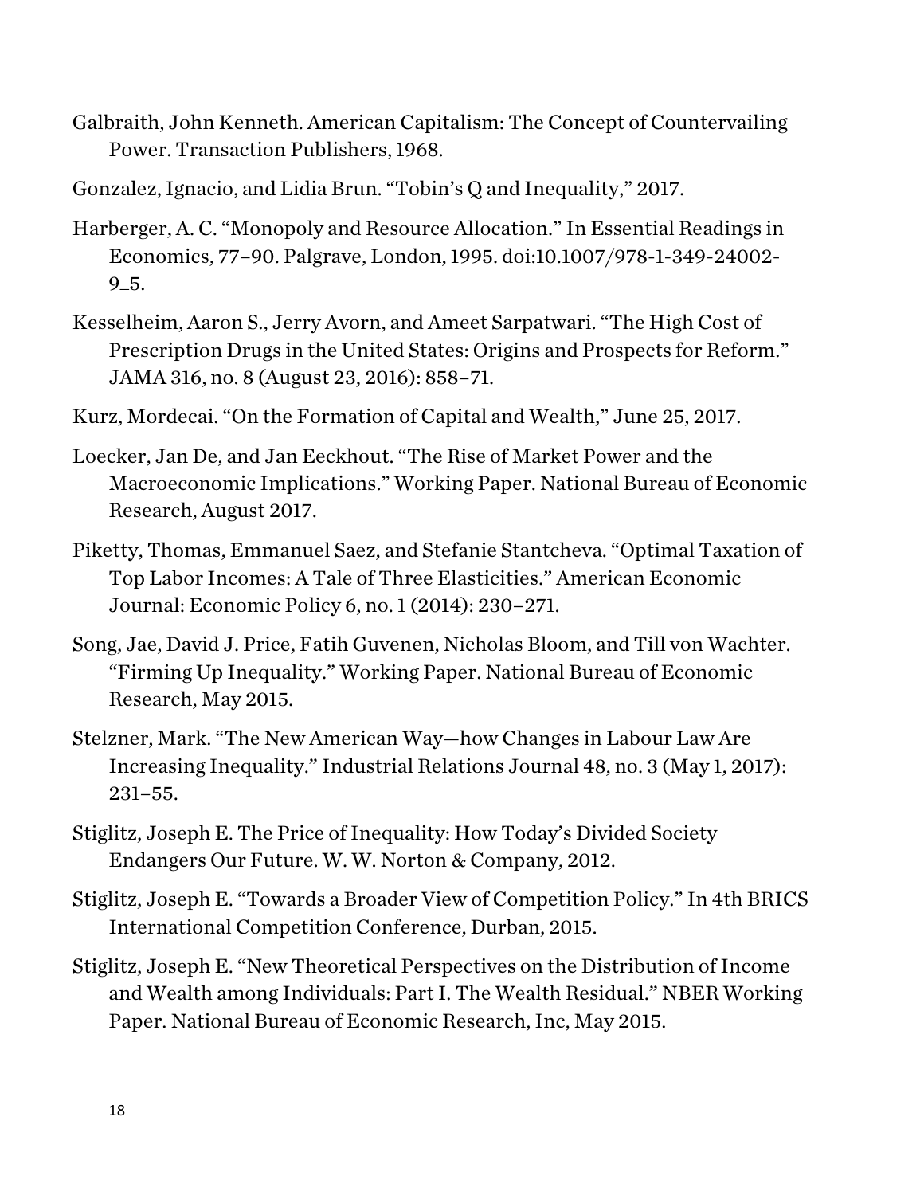Galbraith, John Kenneth. American Capitalism: The Concept of Countervailing Power. Transaction Publishers, 1968.

Gonzalez, Ignacio, and Lidia Brun. "Tobin's Q and Inequality," 2017.

Harberger, A. C. "Monopoly and Resource Allocation." In Essential Readings in Economics, 77–90. Palgrave, London, 1995. doi:10.1007/978-1-349-24002-9_5.

Kesselheim, Aaron S., Jerry Avorn, and Ameet Sarpatwari. "The High Cost of Prescription Drugs in the United States: Origins and Prospects for Reform." JAMA 316, no. 8 (August 23, 2016): 858–71.

Kurz, Mordecai. "On the Formation of Capital and Wealth," June 25, 2017.

Loecker, Jan De, and Jan Eeckhout. "The Rise of Market Power and the Macroeconomic Implications." Working Paper. National Bureau of Economic Research, August 2017.

Piketty, Thomas, Emmanuel Saez, and Stefanie Stantcheva. "Optimal Taxation of Top Labor Incomes: A Tale of Three Elasticities." American Economic Journal: Economic Policy 6, no. 1 (2014): 230–271.

Song, Jae, David J. Price, Fatih Guvenen, Nicholas Bloom, and Till von Wachter. "Firming Up Inequality." Working Paper. National Bureau of Economic Research, May 2015.

Stelzner, Mark. "The New American Way—how Changes in Labour Law Are Increasing Inequality." Industrial Relations Journal 48, no. 3 (May 1, 2017): 231–55.

Stiglitz, Joseph E. The Price of Inequality: How Today's Divided Society Endangers Our Future. W. W. Norton & Company, 2012.

Stiglitz, Joseph E. "Towards a Broader View of Competition Policy." In 4th BRICS International Competition Conference, Durban, 2015.

Stiglitz, Joseph E. "New Theoretical Perspectives on the Distribution of Income and Wealth among Individuals: Part I. The Wealth Residual." NBER Working Paper. National Bureau of Economic Research, Inc, May 2015.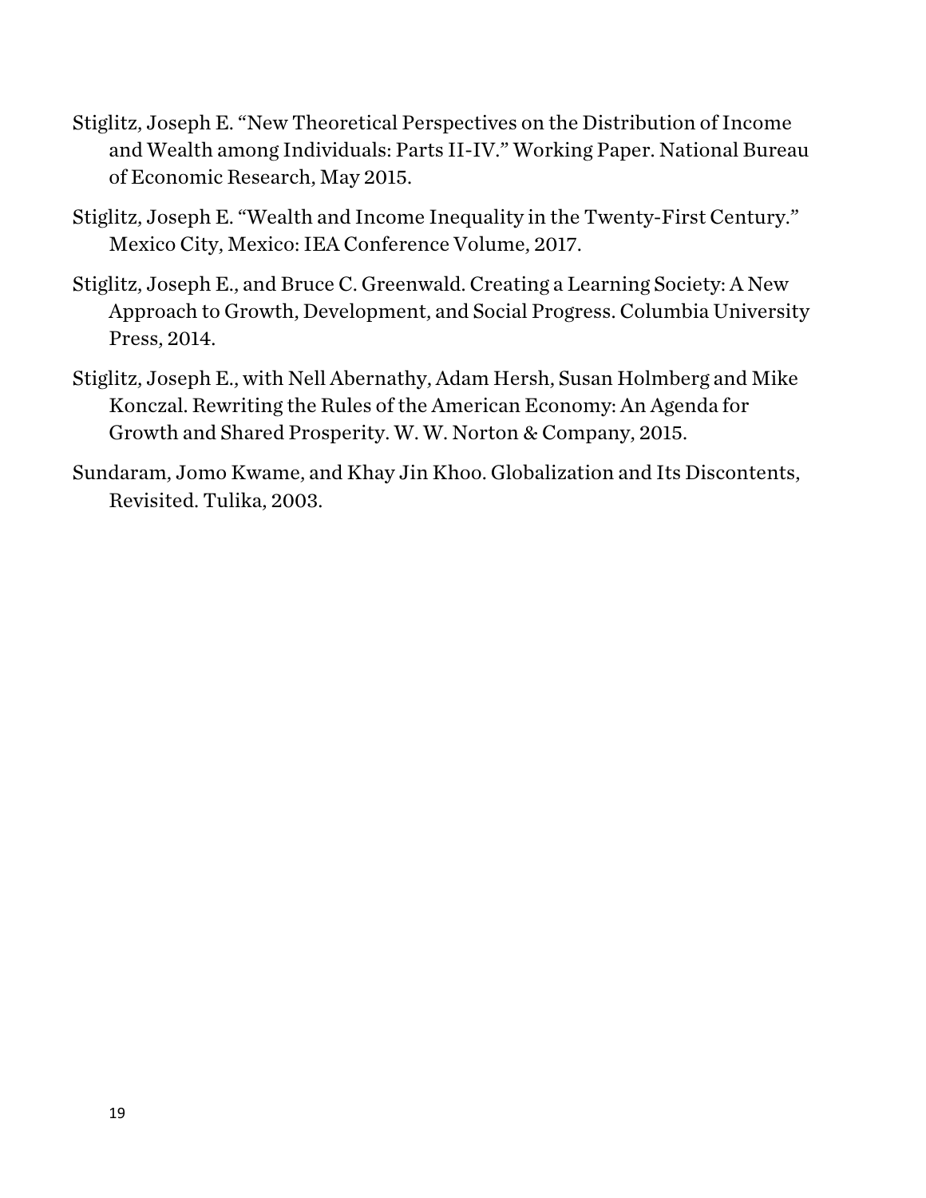Stiglitz, Joseph E. "New Theoretical Perspectives on the Distribution of Income and Wealth among Individuals: Parts II-IV." Working Paper. National Bureau of Economic Research, May 2015.

Stiglitz, Joseph E. "Wealth and Income Inequality in the Twenty-First Century." Mexico City, Mexico: IEA Conference Volume, 2017.

Stiglitz, Joseph E., and Bruce C. Greenwald. Creating a Learning Society: A New Approach to Growth, Development, and Social Progress. Columbia University Press, 2014.

Stiglitz, Joseph E., with Nell Abernathy, Adam Hersh, Susan Holmberg and Mike Konczal. Rewriting the Rules of the American Economy: An Agenda for Growth and Shared Prosperity. W. W. Norton & Company, 2015.

Sundaram, Jomo Kwame, and Khay Jin Khoo. Globalization and Its Discontents, Revisited. Tulika, 2003.